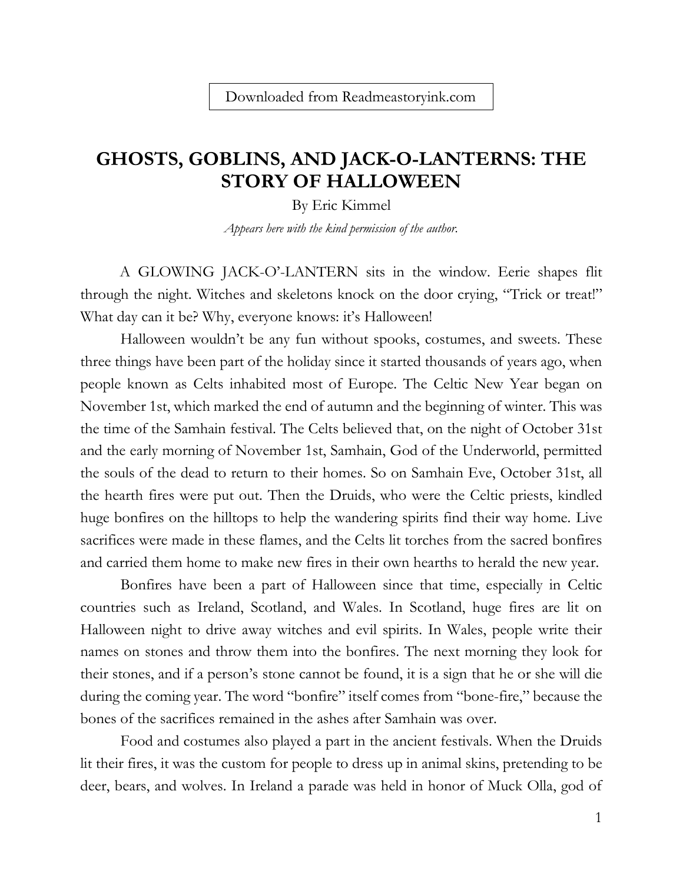Downloaded from Readmeastoryink.com

# GHOSTS, GOBLINS, AND JACK-O-LANTERNS: THE STORY OF HALLOWEEN

By Eric Kimmel

*Appears here with the kind permission of the author.*

A GLOWING JACK-O'-LANTERN sits in the window. Eerie shapes flit through the night. Witches and skeletons knock on the door crying, "Trick or treat!" What day can it be? Why, everyone knows: it's Halloween!

Halloween wouldn't be any fun without spooks, costumes, and sweets. These three things have been part of the holiday since it started thousands of years ago, when people known as Celts inhabited most of Europe. The Celtic New Year began on November 1st, which marked the end of autumn and the beginning of winter. This was the time of the Samhain festival. The Celts believed that, on the night of October 31st and the early morning of November 1st, Samhain, God of the Underworld, permitted the souls of the dead to return to their homes. So on Samhain Eve, October 31st, all the hearth fires were put out. Then the Druids, who were the Celtic priests, kindled huge bonfires on the hilltops to help the wandering spirits find their way home. Live sacrifices were made in these flames, and the Celts lit torches from the sacred bonfires and carried them home to make new fires in their own hearths to herald the new year.

Bonfires have been a part of Halloween since that time, especially in Celtic countries such as Ireland, Scotland, and Wales. In Scotland, huge fires are lit on Halloween night to drive away witches and evil spirits. In Wales, people write their names on stones and throw them into the bonfires. The next morning they look for their stones, and if a person's stone cannot be found, it is a sign that he or she will die during the coming year. The word "bonfire" itself comes from "bone-fire," because the bones of the sacrifices remained in the ashes after Samhain was over.

Food and costumes also played a part in the ancient festivals. When the Druids lit their fires, it was the custom for people to dress up in animal skins, pretending to be deer, bears, and wolves. In Ireland a parade was held in honor of Muck Olla, god of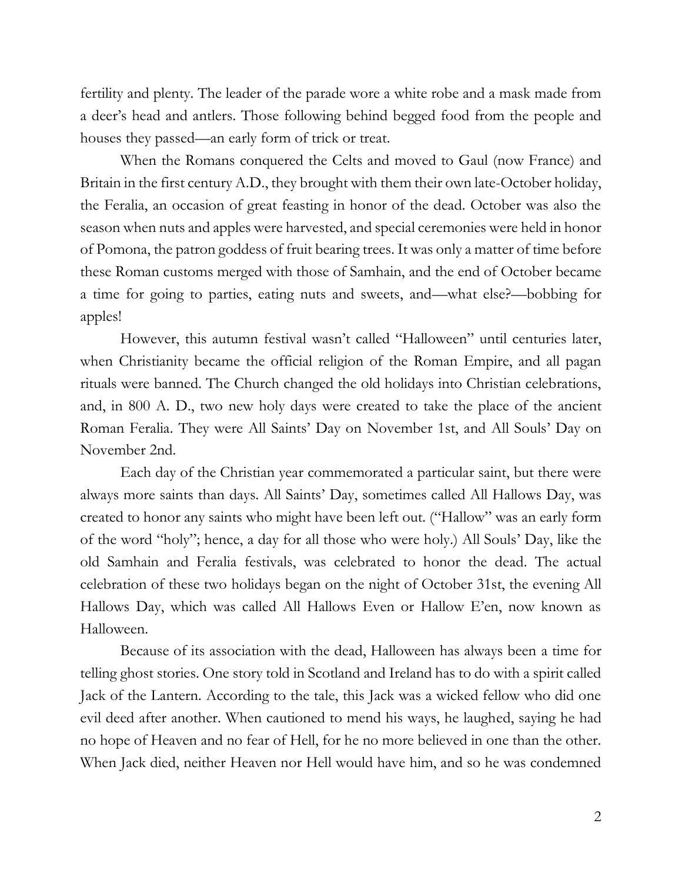fertility and plenty. The leader of the parade wore a white robe and a mask made from a deer's head and antlers. Those following behind begged food from the people and houses they passed—an early form of trick or treat.

When the Romans conquered the Celts and moved to Gaul (now France) and Britain in the first century A.D., they brought with them their own late-October holiday, the Feralia, an occasion of great feasting in honor of the dead. October was also the season when nuts and apples were harvested, and special ceremonies were held in honor of Pomona, the patron goddess of fruit bearing trees. It was only a matter of time before these Roman customs merged with those of Samhain, and the end of October became a time for going to parties, eating nuts and sweets, and—what else?—bobbing for apples!

However, this autumn festival wasn't called "Halloween" until centuries later, when Christianity became the official religion of the Roman Empire, and all pagan rituals were banned. The Church changed the old holidays into Christian celebrations, and, in 800 A. D., two new holy days were created to take the place of the ancient Roman Feralia. They were All Saints' Day on November 1st, and All Souls' Day on November 2nd.

Each day of the Christian year commemorated a particular saint, but there were always more saints than days. All Saints' Day, sometimes called All Hallows Day, was created to honor any saints who might have been left out. ("Hallow" was an early form of the word "holy"; hence, a day for all those who were holy.) All Souls' Day, like the old Samhain and Feralia festivals, was celebrated to honor the dead. The actual celebration of these two holidays began on the night of October 31st, the evening All Hallows Day, which was called All Hallows Even or Hallow E'en, now known as Halloween.

Because of its association with the dead, Halloween has always been a time for telling ghost stories. One story told in Scotland and Ireland has to do with a spirit called Jack of the Lantern. According to the tale, this Jack was a wicked fellow who did one evil deed after another. When cautioned to mend his ways, he laughed, saying he had no hope of Heaven and no fear of Hell, for he no more believed in one than the other. When Jack died, neither Heaven nor Hell would have him, and so he was condemned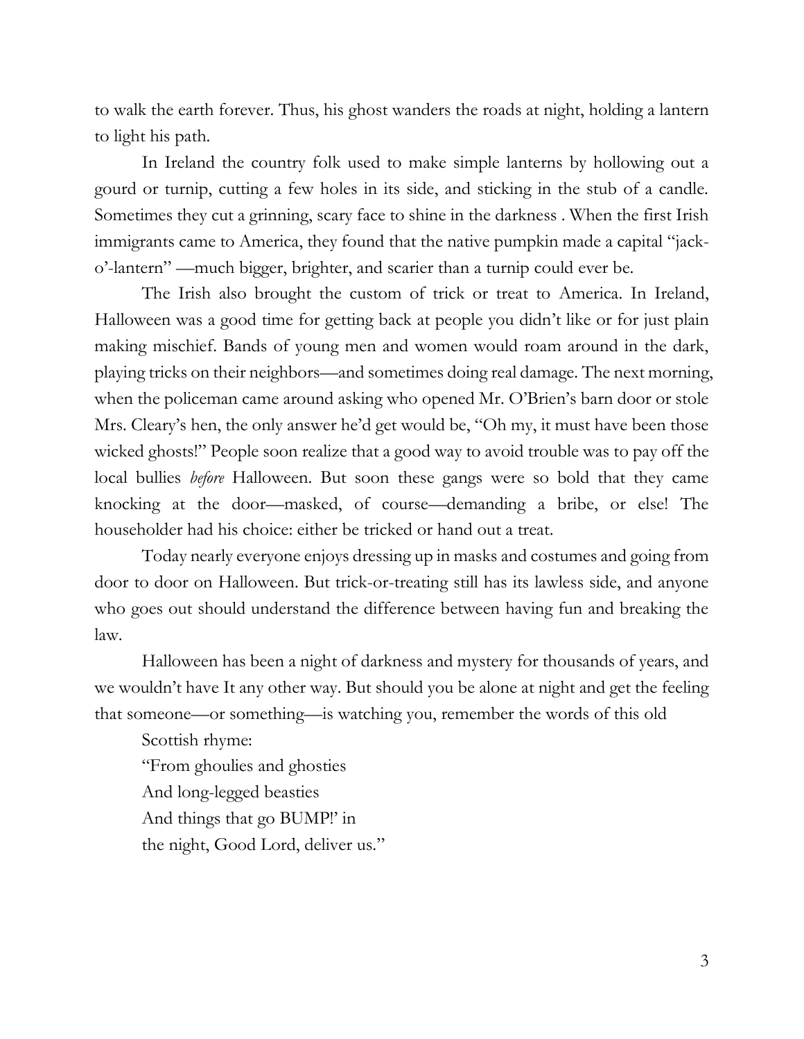to walk the earth forever. Thus, his ghost wanders the roads at night, holding a lantern to light his path.

In Ireland the country folk used to make simple lanterns by hollowing out a gourd or turnip, cutting a few holes in its side, and sticking in the stub of a candle. Sometimes they cut a grinning, scary face to shine in the darkness . When the first Irish immigrants came to America, they found that the native pumpkin made a capital "jack-o'-lantern" —much bigger, brighter, and scarier than a turnip could ever be.

The Irish also brought the custom of trick or treat to America. In Ireland, Halloween was a good time for getting back at people you didn't like or for just plain making mischief. Bands of young men and women would roam around in the dark, playing tricks on their neighbors—and sometimes doing real damage. The next morning, when the policeman came around asking who opened Mr. O'Brien's barn door or stole Mrs. Cleary's hen, the only answer he'd get would be, "Oh my, it must have been those wicked ghosts!" People soon realize that a good way to avoid trouble was to pay off the local bullies *before* Halloween. But soon these gangs were so bold that they came knocking at the door—masked, of course—demanding a bribe, or else! The householder had his choice: either be tricked or hand out a treat.

Today nearly everyone enjoys dressing up in masks and costumes and going from door to door on Halloween. But trick-or-treating still has its lawless side, and anyone who goes out should understand the difference between having fun and breaking the law.

Halloween has been a night of darkness and mystery for thousands of years, and we wouldn't have It any other way. But should you be alone at night and get the feeling that someone—or something—is watching you, remember the words of this old

Scottish rhyme:

"From ghoulies and ghosties  
And long-legged beasties  
And things that go BUMP!' in  
the night, Good Lord, deliver us."